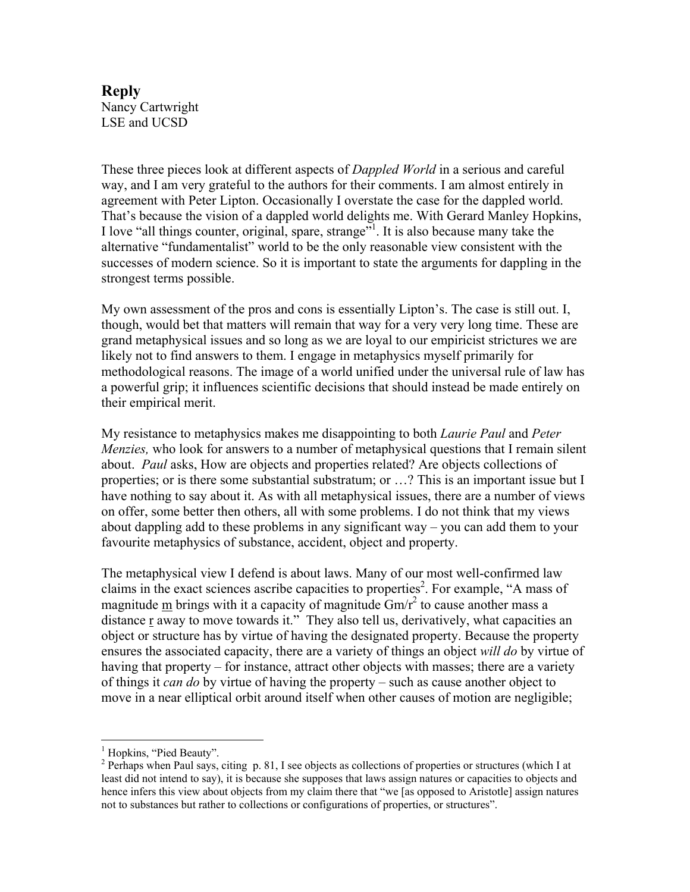## Reply

Nancy Cartwright
LSE and UCSD

These three pieces look at different aspects of *Dappled World* in a serious and careful way, and I am very grateful to the authors for their comments. I am almost entirely in agreement with Peter Lipton. Occasionally I overstate the case for the dappled world. That's because the vision of a dappled world delights me. With Gerard Manley Hopkins, I love "all things counter, original, spare, strange"[1]. It is also because many take the alternative "fundamentalist" world to be the only reasonable view consistent with the successes of modern science. So it is important to state the arguments for dappling in the strongest terms possible.

My own assessment of the pros and cons is essentially Lipton's. The case is still out. I, though, would bet that matters will remain that way for a very very long time. These are grand metaphysical issues and so long as we are loyal to our empiricist strictures we are likely not to find answers to them. I engage in metaphysics myself primarily for methodological reasons. The image of a world unified under the universal rule of law has a powerful grip; it influences scientific decisions that should instead be made entirely on their empirical merit.

My resistance to metaphysics makes me disappointing to both *Laurie Paul* and *Peter Menzies,* who look for answers to a number of metaphysical questions that I remain silent about. *Paul* asks, How are objects and properties related? Are objects collections of properties; or is there some substantial substratum; or …? This is an important issue but I have nothing to say about it. As with all metaphysical issues, there are a number of views on offer, some better then others, all with some problems. I do not think that my views about dappling add to these problems in any significant way – you can add them to your favourite metaphysics of substance, accident, object and property.

The metaphysical view I defend is about laws. Many of our most well-confirmed law claims in the exact sciences ascribe capacities to properties[2]. For example, "A mass of magnitude $\underline{m}$ brings with it a capacity of magnitude $Gm/r^2$ to cause another mass a distance $\underline{r}$ away to move towards it." They also tell us, derivatively, what capacities an object or structure has by virtue of having the designated property. Because the property ensures the associated capacity, there are a variety of things an object *will do* by virtue of having that property – for instance, attract other objects with masses; there are a variety of things it *can do* by virtue of having the property – such as cause another object to move in a near elliptical orbit around itself when other causes of motion are negligible;

---

[1] Hopkins, "Pied Beauty".

[2] Perhaps when Paul says, citing p. 81, I see objects as collections of properties or structures (which I at least did not intend to say), it is because she supposes that laws assign natures or capacities to objects and hence infers this view about objects from my claim there that "we [as opposed to Aristotle] assign natures not to substances but rather to collections or configurations of properties, or structures".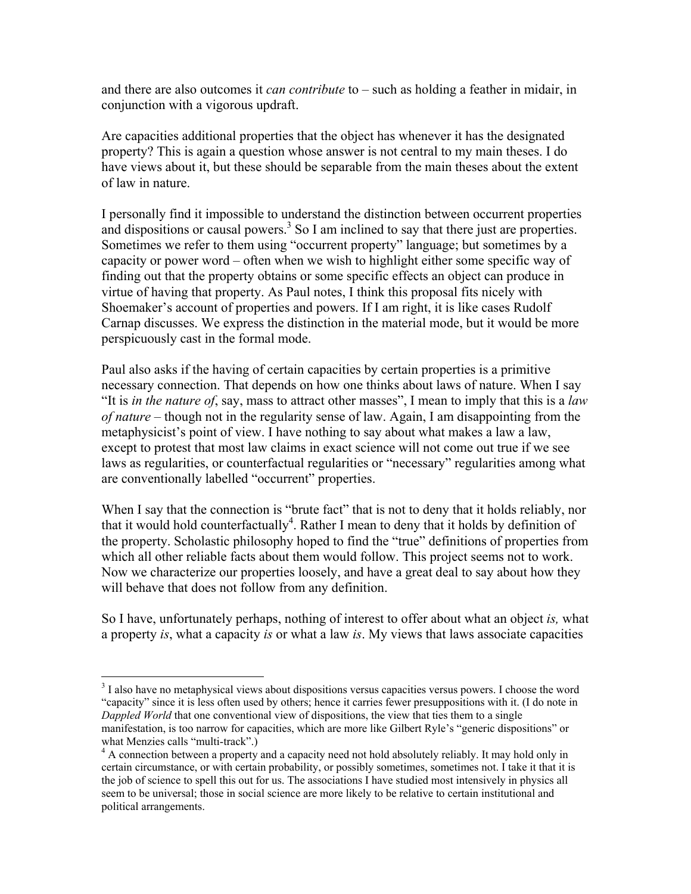and there are also outcomes it *can contribute* to – such as holding a feather in midair, in conjunction with a vigorous updraft.

Are capacities additional properties that the object has whenever it has the designated property? This is again a question whose answer is not central to my main theses. I do have views about it, but these should be separable from the main theses about the extent of law in nature.

I personally find it impossible to understand the distinction between occurrent properties and dispositions or causal powers.[3] So I am inclined to say that there just are properties. Sometimes we refer to them using "occurrent property" language; but sometimes by a capacity or power word – often when we wish to highlight either some specific way of finding out that the property obtains or some specific effects an object can produce in virtue of having that property. As Paul notes, I think this proposal fits nicely with Shoemaker's account of properties and powers. If I am right, it is like cases Rudolf Carnap discusses. We express the distinction in the material mode, but it would be more perspicuously cast in the formal mode.

Paul also asks if the having of certain capacities by certain properties is a primitive necessary connection. That depends on how one thinks about laws of nature. When I say "It is *in the nature of*, say, mass to attract other masses", I mean to imply that this is a *law of nature* – though not in the regularity sense of law. Again, I am disappointing from the metaphysicist's point of view. I have nothing to say about what makes a law a law, except to protest that most law claims in exact science will not come out true if we see laws as regularities, or counterfactual regularities or "necessary" regularities among what are conventionally labelled "occurrent" properties.

When I say that the connection is "brute fact" that is not to deny that it holds reliably, nor that it would hold counterfactually[4]. Rather I mean to deny that it holds by definition of the property. Scholastic philosophy hoped to find the "true" definitions of properties from which all other reliable facts about them would follow. This project seems not to work. Now we characterize our properties loosely, and have a great deal to say about how they will behave that does not follow from any definition.

So I have, unfortunately perhaps, nothing of interest to offer about what an object *is,* what a property *is*, what a capacity *is* or what a law *is*. My views that laws associate capacities

---

[3] I also have no metaphysical views about dispositions versus capacities versus powers. I choose the word "capacity" since it is less often used by others; hence it carries fewer presuppositions with it. (I do note in *Dappled World* that one conventional view of dispositions, the view that ties them to a single manifestation, is too narrow for capacities, which are more like Gilbert Ryle's "generic dispositions" or what Menzies calls "multi-track".)

[4] A connection between a property and a capacity need not hold absolutely reliably. It may hold only in certain circumstance, or with certain probability, or possibly sometimes, sometimes not. I take it that it is the job of science to spell this out for us. The associations I have studied most intensively in physics all seem to be universal; those in social science are more likely to be relative to certain institutional and political arrangements.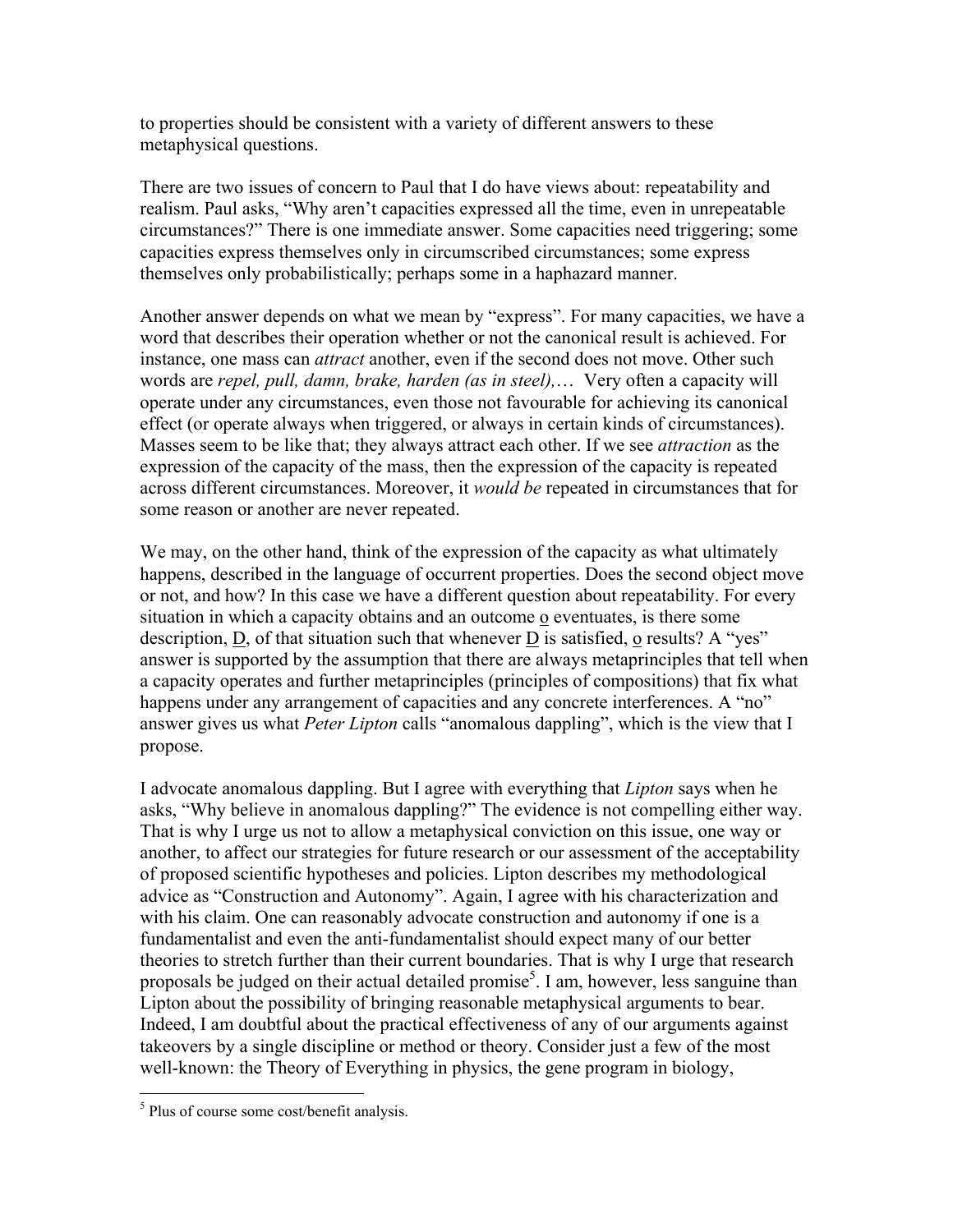to properties should be consistent with a variety of different answers to these metaphysical questions.

There are two issues of concern to Paul that I do have views about: repeatability and realism. Paul asks, "Why aren't capacities expressed all the time, even in unrepeatable circumstances?" There is one immediate answer. Some capacities need triggering; some capacities express themselves only in circumscribed circumstances; some express themselves only probabilistically; perhaps some in a haphazard manner.

Another answer depends on what we mean by "express". For many capacities, we have a word that describes their operation whether or not the canonical result is achieved. For instance, one mass can *attract* another, even if the second does not move. Other such words are *repel, pull, damn, brake, harden (as in steel),…* Very often a capacity will operate under any circumstances, even those not favourable for achieving its canonical effect (or operate always when triggered, or always in certain kinds of circumstances). Masses seem to be like that; they always attract each other. If we see *attraction* as the expression of the capacity of the mass, then the expression of the capacity is repeated across different circumstances. Moreover, it *would be* repeated in circumstances that for some reason or another are never repeated.

We may, on the other hand, think of the expression of the capacity as what ultimately happens, described in the language of occurrent properties. Does the second object move or not, and how? In this case we have a different question about repeatability. For every situation in which a capacity obtains and an outcome o eventuates, is there some description, D, of that situation such that whenever D is satisfied, o results? A "yes" answer is supported by the assumption that there are always metaprinciples that tell when a capacity operates and further metaprinciples (principles of compositions) that fix what happens under any arrangement of capacities and any concrete interferences. A "no" answer gives us what *Peter Lipton* calls "anomalous dappling", which is the view that I propose.

I advocate anomalous dappling. But I agree with everything that *Lipton* says when he asks, "Why believe in anomalous dappling?" The evidence is not compelling either way. That is why I urge us not to allow a metaphysical conviction on this issue, one way or another, to affect our strategies for future research or our assessment of the acceptability of proposed scientific hypotheses and policies. Lipton describes my methodological advice as "Construction and Autonomy". Again, I agree with his characterization and with his claim. One can reasonably advocate construction and autonomy if one is a fundamentalist and even the anti-fundamentalist should expect many of our better theories to stretch further than their current boundaries. That is why I urge that research proposals be judged on their actual detailed promise[5]. I am, however, less sanguine than Lipton about the possibility of bringing reasonable metaphysical arguments to bear. Indeed, I am doubtful about the practical effectiveness of any of our arguments against takeovers by a single discipline or method or theory. Consider just a few of the most well-known: the Theory of Everything in physics, the gene program in biology,

[5] Plus of course some cost/benefit analysis.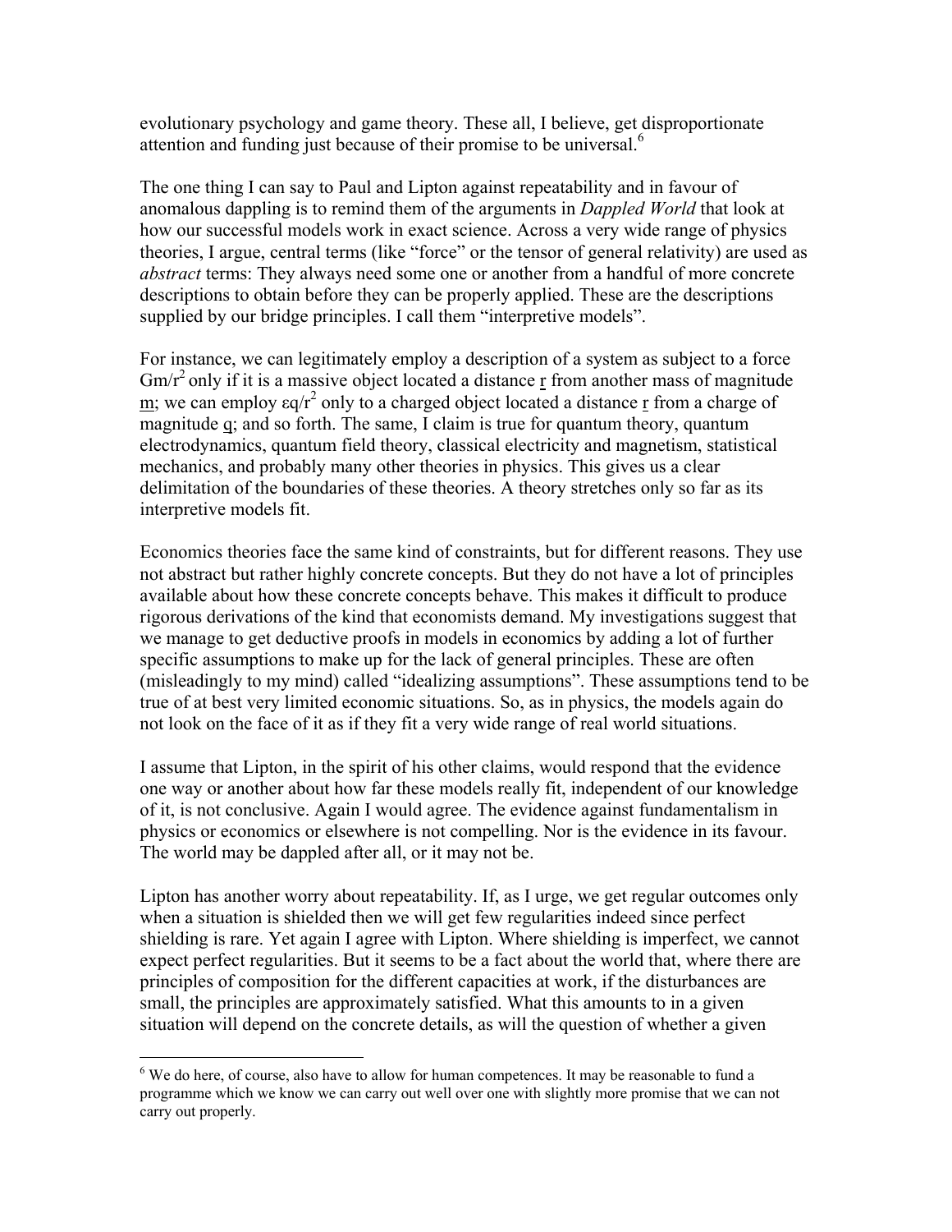evolutionary psychology and game theory. These all, I believe, get disproportionate attention and funding just because of their promise to be universal.[6]

The one thing I can say to Paul and Lipton against repeatability and in favour of anomalous dappling is to remind them of the arguments in *Dappled World* that look at how our successful models work in exact science. Across a very wide range of physics theories, I argue, central terms (like "force" or the tensor of general relativity) are used as *abstract* terms: They always need some one or another from a handful of more concrete descriptions to obtain before they can be properly applied. These are the descriptions supplied by our bridge principles. I call them "interpretive models".

For instance, we can legitimately employ a description of a system as subject to a force $Gm/r^2$ only if it is a massive object located a distance $\underline{r}$ from another mass of magnitude $\underline{m}$; we can employ $\varepsilon q/r^2$ only to a charged object located a distance $\underline{r}$ from a charge of magnitude $\underline{q}$; and so forth. The same, I claim is true for quantum theory, quantum electrodynamics, quantum field theory, classical electricity and magnetism, statistical mechanics, and probably many other theories in physics. This gives us a clear delimitation of the boundaries of these theories. A theory stretches only so far as its interpretive models fit.

Economics theories face the same kind of constraints, but for different reasons. They use not abstract but rather highly concrete concepts. But they do not have a lot of principles available about how these concrete concepts behave. This makes it difficult to produce rigorous derivations of the kind that economists demand. My investigations suggest that we manage to get deductive proofs in models in economics by adding a lot of further specific assumptions to make up for the lack of general principles. These are often (misleadingly to my mind) called "idealizing assumptions". These assumptions tend to be true of at best very limited economic situations. So, as in physics, the models again do not look on the face of it as if they fit a very wide range of real world situations.

I assume that Lipton, in the spirit of his other claims, would respond that the evidence one way or another about how far these models really fit, independent of our knowledge of it, is not conclusive. Again I would agree. The evidence against fundamentalism in physics or economics or elsewhere is not compelling. Nor is the evidence in its favour. The world may be dappled after all, or it may not be.

Lipton has another worry about repeatability. If, as I urge, we get regular outcomes only when a situation is shielded then we will get few regularities indeed since perfect shielding is rare. Yet again I agree with Lipton. Where shielding is imperfect, we cannot expect perfect regularities. But it seems to be a fact about the world that, where there are principles of composition for the different capacities at work, if the disturbances are small, the principles are approximately satisfied. What this amounts to in a given situation will depend on the concrete details, as will the question of whether a given

[6] We do here, of course, also have to allow for human competences. It may be reasonable to fund a programme which we know we can carry out well over one with slightly more promise that we can not carry out properly.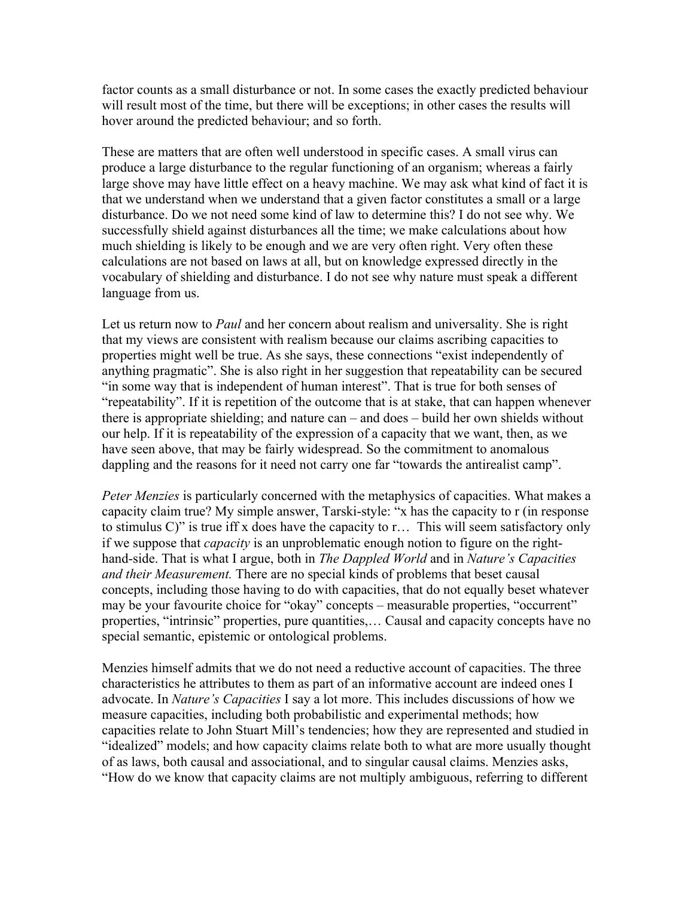factor counts as a small disturbance or not. In some cases the exactly predicted behaviour will result most of the time, but there will be exceptions; in other cases the results will hover around the predicted behaviour; and so forth.

These are matters that are often well understood in specific cases. A small virus can produce a large disturbance to the regular functioning of an organism; whereas a fairly large shove may have little effect on a heavy machine. We may ask what kind of fact it is that we understand when we understand that a given factor constitutes a small or a large disturbance. Do we not need some kind of law to determine this? I do not see why. We successfully shield against disturbances all the time; we make calculations about how much shielding is likely to be enough and we are very often right. Very often these calculations are not based on laws at all, but on knowledge expressed directly in the vocabulary of shielding and disturbance. I do not see why nature must speak a different language from us.

Let us return now to *Paul* and her concern about realism and universality. She is right that my views are consistent with realism because our claims ascribing capacities to properties might well be true. As she says, these connections "exist independently of anything pragmatic". She is also right in her suggestion that repeatability can be secured "in some way that is independent of human interest". That is true for both senses of "repeatability". If it is repetition of the outcome that is at stake, that can happen whenever there is appropriate shielding; and nature can – and does – build her own shields without our help. If it is repeatability of the expression of a capacity that we want, then, as we have seen above, that may be fairly widespread. So the commitment to anomalous dappling and the reasons for it need not carry one far "towards the antirealist camp".

*Peter Menzies* is particularly concerned with the metaphysics of capacities. What makes a capacity claim true? My simple answer, Tarski-style: "x has the capacity to r (in response to stimulus C)" is true iff x does have the capacity to r… This will seem satisfactory only if we suppose that *capacity* is an unproblematic enough notion to figure on the right-hand-side. That is what I argue, both in *The Dappled World* and in *Nature's Capacities and their Measurement.* There are no special kinds of problems that beset causal concepts, including those having to do with capacities, that do not equally beset whatever may be your favourite choice for "okay" concepts – measurable properties, "occurrent" properties, "intrinsic" properties, pure quantities,… Causal and capacity concepts have no special semantic, epistemic or ontological problems.

Menzies himself admits that we do not need a reductive account of capacities. The three characteristics he attributes to them as part of an informative account are indeed ones I advocate. In *Nature's Capacities* I say a lot more. This includes discussions of how we measure capacities, including both probabilistic and experimental methods; how capacities relate to John Stuart Mill's tendencies; how they are represented and studied in "idealized" models; and how capacity claims relate both to what are more usually thought of as laws, both causal and associational, and to singular causal claims. Menzies asks, "How do we know that capacity claims are not multiply ambiguous, referring to different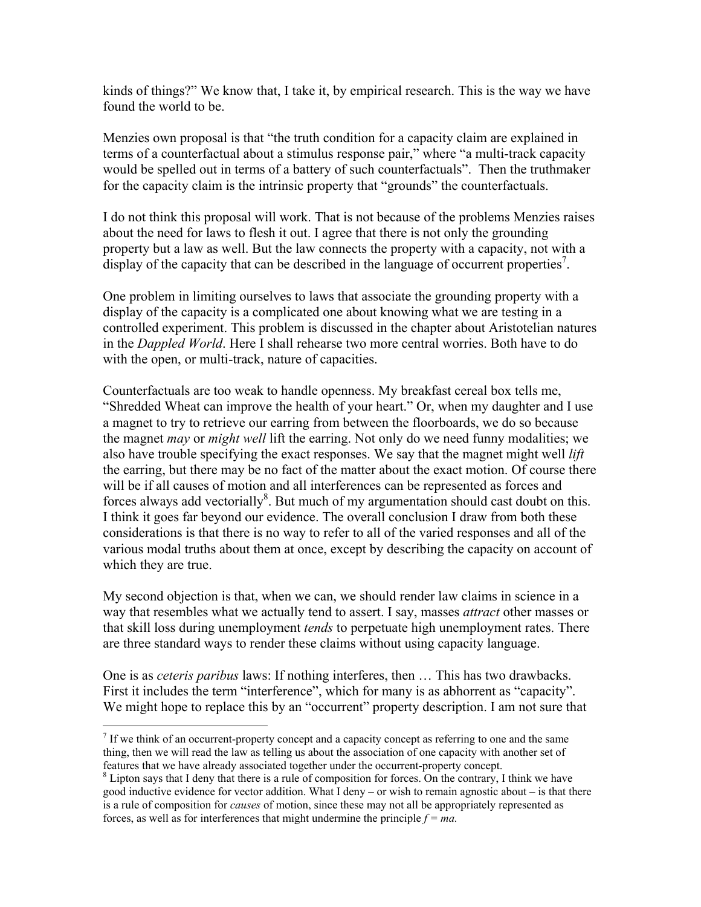kinds of things?" We know that, I take it, by empirical research. This is the way we have found the world to be.

Menzies own proposal is that "the truth condition for a capacity claim are explained in terms of a counterfactual about a stimulus response pair," where "a multi-track capacity would be spelled out in terms of a battery of such counterfactuals". Then the truthmaker for the capacity claim is the intrinsic property that "grounds" the counterfactuals.

I do not think this proposal will work. That is not because of the problems Menzies raises about the need for laws to flesh it out. I agree that there is not only the grounding property but a law as well. But the law connects the property with a capacity, not with a display of the capacity that can be described in the language of occurrent properties[7].

One problem in limiting ourselves to laws that associate the grounding property with a display of the capacity is a complicated one about knowing what we are testing in a controlled experiment. This problem is discussed in the chapter about Aristotelian natures in the *Dappled World*. Here I shall rehearse two more central worries. Both have to do with the open, or multi-track, nature of capacities.

Counterfactuals are too weak to handle openness. My breakfast cereal box tells me, "Shredded Wheat can improve the health of your heart." Or, when my daughter and I use a magnet to try to retrieve our earring from between the floorboards, we do so because the magnet *may* or *might well* lift the earring. Not only do we need funny modalities; we also have trouble specifying the exact responses. We say that the magnet might well *lift* the earring, but there may be no fact of the matter about the exact motion. Of course there will be if all causes of motion and all interferences can be represented as forces and forces always add vectorially[8]. But much of my argumentation should cast doubt on this. I think it goes far beyond our evidence. The overall conclusion I draw from both these considerations is that there is no way to refer to all of the varied responses and all of the various modal truths about them at once, except by describing the capacity on account of which they are true.

My second objection is that, when we can, we should render law claims in science in a way that resembles what we actually tend to assert. I say, masses *attract* other masses or that skill loss during unemployment *tends* to perpetuate high unemployment rates. There are three standard ways to render these claims without using capacity language.

One is as *ceteris paribus* laws: If nothing interferes, then … This has two drawbacks. First it includes the term "interference", which for many is as abhorrent as "capacity". We might hope to replace this by an "occurrent" property description. I am not sure that

---

[7] If we think of an occurrent-property concept and a capacity concept as referring to one and the same thing, then we will read the law as telling us about the association of one capacity with another set of features that we have already associated together under the occurrent-property concept.

[8] Lipton says that I deny that there is a rule of composition for forces. On the contrary, I think we have good inductive evidence for vector addition. What I deny – or wish to remain agnostic about – is that there is a rule of composition for *causes* of motion, since these may not all be appropriately represented as forces, as well as for interferences that might undermine the principle $f = ma$.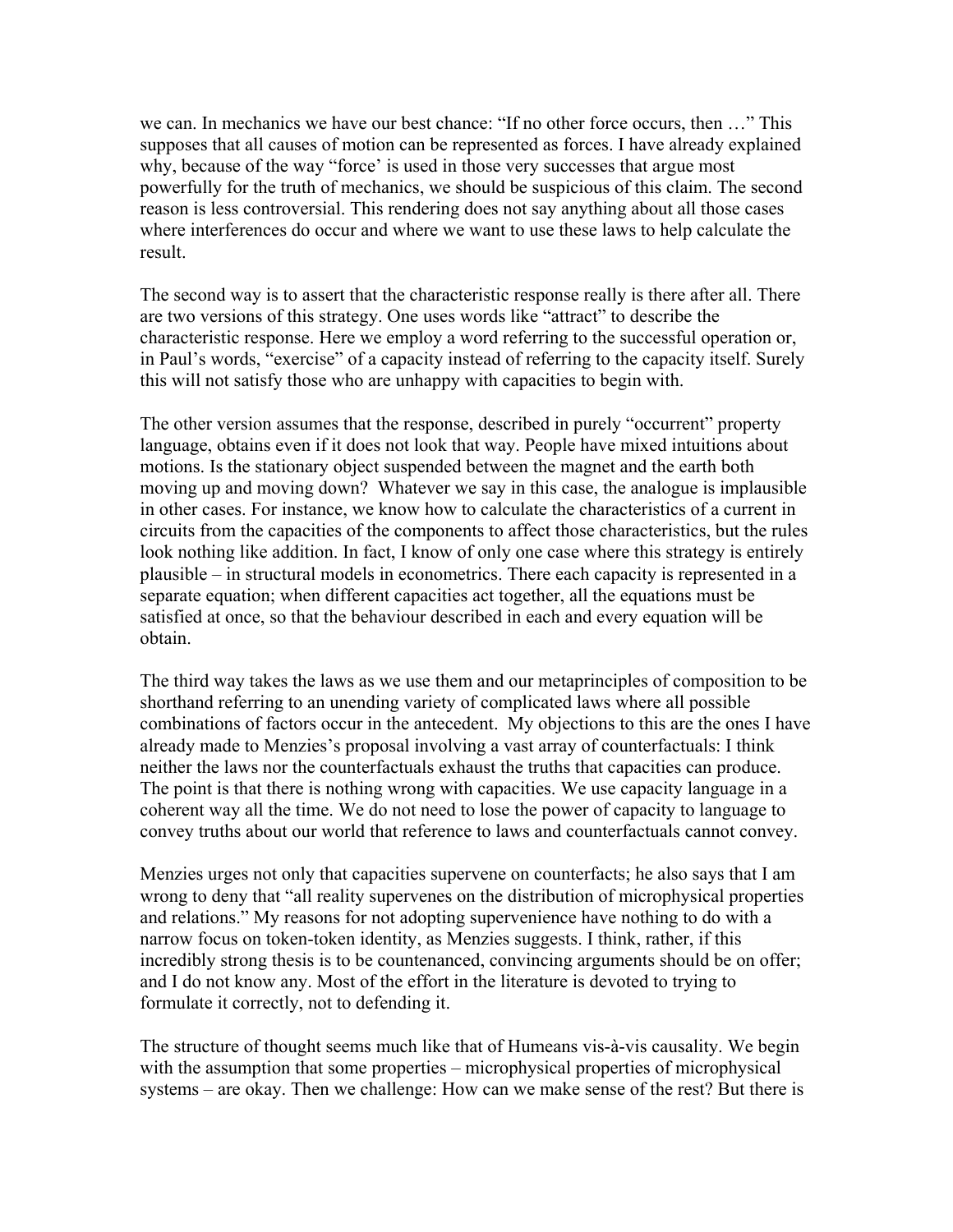we can. In mechanics we have our best chance: "If no other force occurs, then …" This supposes that all causes of motion can be represented as forces. I have already explained why, because of the way "force' is used in those very successes that argue most powerfully for the truth of mechanics, we should be suspicious of this claim. The second reason is less controversial. This rendering does not say anything about all those cases where interferences do occur and where we want to use these laws to help calculate the result.

The second way is to assert that the characteristic response really is there after all. There are two versions of this strategy. One uses words like "attract" to describe the characteristic response. Here we employ a word referring to the successful operation or, in Paul's words, "exercise" of a capacity instead of referring to the capacity itself. Surely this will not satisfy those who are unhappy with capacities to begin with.

The other version assumes that the response, described in purely "occurrent" property language, obtains even if it does not look that way. People have mixed intuitions about motions. Is the stationary object suspended between the magnet and the earth both moving up and moving down? Whatever we say in this case, the analogue is implausible in other cases. For instance, we know how to calculate the characteristics of a current in circuits from the capacities of the components to affect those characteristics, but the rules look nothing like addition. In fact, I know of only one case where this strategy is entirely plausible – in structural models in econometrics. There each capacity is represented in a separate equation; when different capacities act together, all the equations must be satisfied at once, so that the behaviour described in each and every equation will be obtain.

The third way takes the laws as we use them and our metaprinciples of composition to be shorthand referring to an unending variety of complicated laws where all possible combinations of factors occur in the antecedent. My objections to this are the ones I have already made to Menzies's proposal involving a vast array of counterfactuals: I think neither the laws nor the counterfactuals exhaust the truths that capacities can produce. The point is that there is nothing wrong with capacities. We use capacity language in a coherent way all the time. We do not need to lose the power of capacity to language to convey truths about our world that reference to laws and counterfactuals cannot convey.

Menzies urges not only that capacities supervene on counterfacts; he also says that I am wrong to deny that "all reality supervenes on the distribution of microphysical properties and relations." My reasons for not adopting supervenience have nothing to do with a narrow focus on token-token identity, as Menzies suggests. I think, rather, if this incredibly strong thesis is to be countenanced, convincing arguments should be on offer; and I do not know any. Most of the effort in the literature is devoted to trying to formulate it correctly, not to defending it.

The structure of thought seems much like that of Humeans vis-à-vis causality. We begin with the assumption that some properties – microphysical properties of microphysical systems – are okay. Then we challenge: How can we make sense of the rest? But there is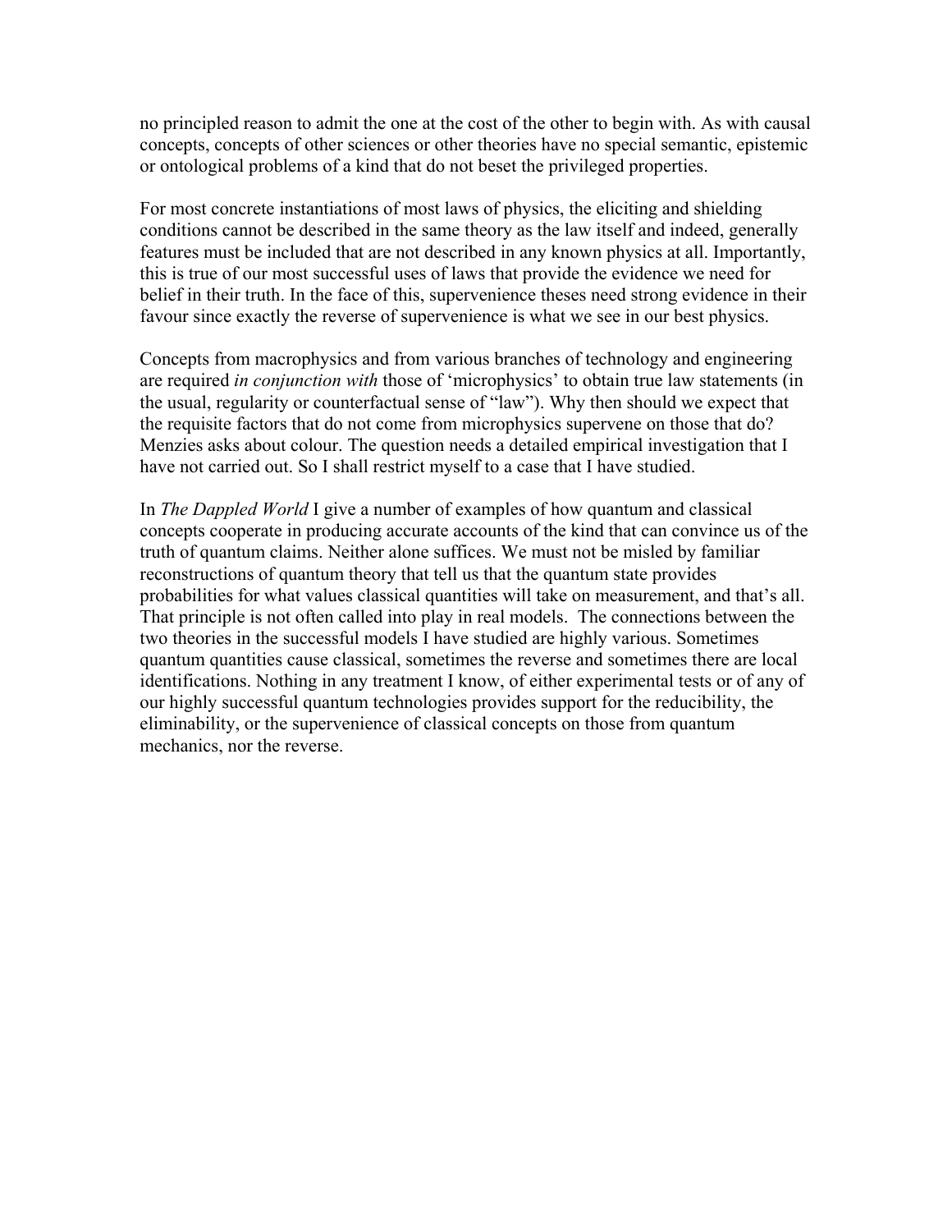no principled reason to admit the one at the cost of the other to begin with. As with causal concepts, concepts of other sciences or other theories have no special semantic, epistemic or ontological problems of a kind that do not beset the privileged properties.

For most concrete instantiations of most laws of physics, the eliciting and shielding conditions cannot be described in the same theory as the law itself and indeed, generally features must be included that are not described in any known physics at all. Importantly, this is true of our most successful uses of laws that provide the evidence we need for belief in their truth. In the face of this, supervenience theses need strong evidence in their favour since exactly the reverse of supervenience is what we see in our best physics.

Concepts from macrophysics and from various branches of technology and engineering are required *in conjunction with* those of 'microphysics' to obtain true law statements (in the usual, regularity or counterfactual sense of "law"). Why then should we expect that the requisite factors that do not come from microphysics supervene on those that do? Menzies asks about colour. The question needs a detailed empirical investigation that I have not carried out. So I shall restrict myself to a case that I have studied.

In *The Dappled World* I give a number of examples of how quantum and classical concepts cooperate in producing accurate accounts of the kind that can convince us of the truth of quantum claims. Neither alone suffices. We must not be misled by familiar reconstructions of quantum theory that tell us that the quantum state provides probabilities for what values classical quantities will take on measurement, and that's all. That principle is not often called into play in real models. The connections between the two theories in the successful models I have studied are highly various. Sometimes quantum quantities cause classical, sometimes the reverse and sometimes there are local identifications. Nothing in any treatment I know, of either experimental tests or of any of our highly successful quantum technologies provides support for the reducibility, the eliminability, or the supervenience of classical concepts on those from quantum mechanics, nor the reverse.